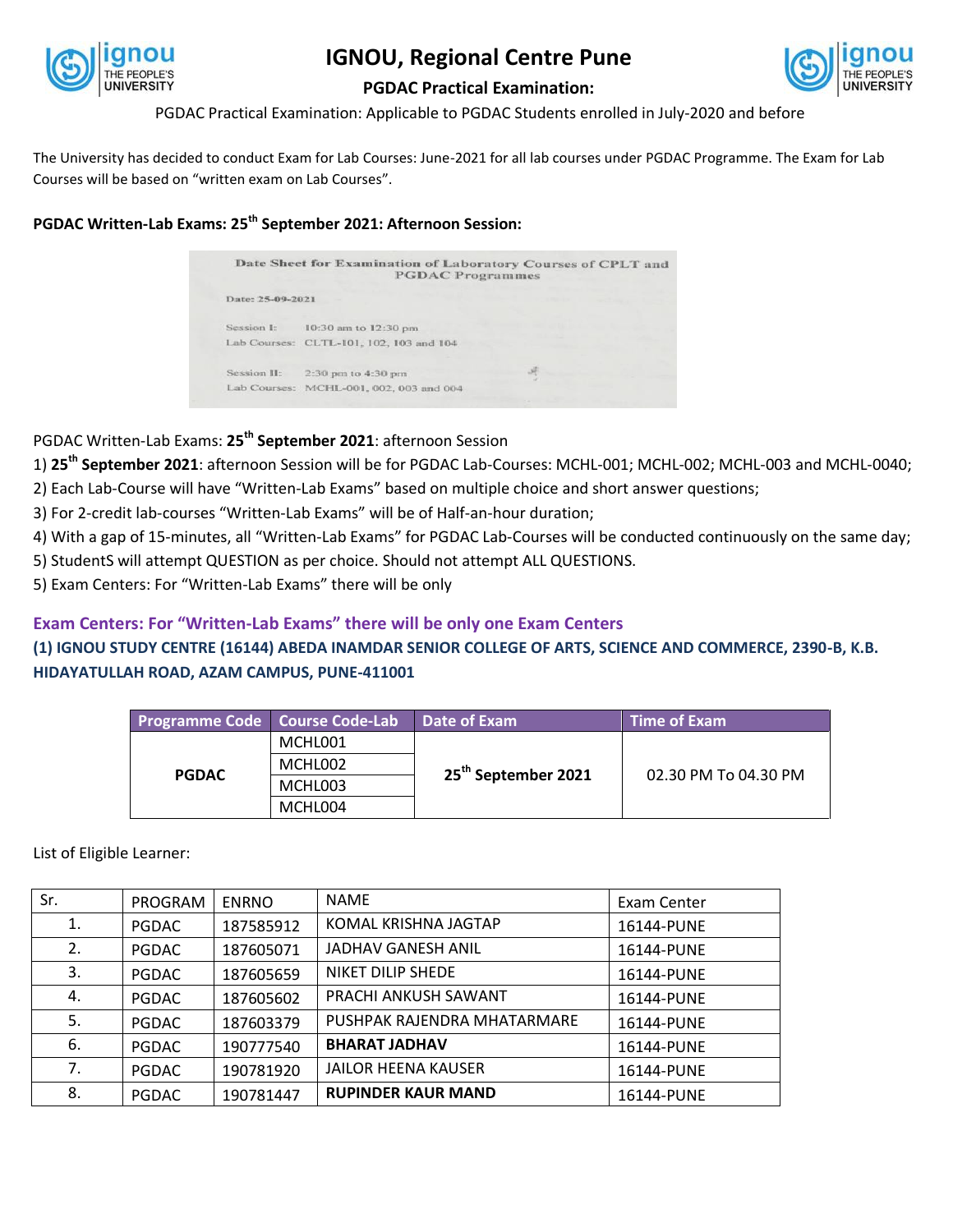# IGNOU, Regional Centre Pune

## PGDAC Practical Examination:

PGDAC Practical Examination: Applicable to PGDAC Students enrolled in July-2020 and before

The University has decided to conduct Exam for Lab Courses: June-2021 for all lab courses under PGDAC Programme. The Exam for Lab Courses will be based on "written exam on Lab Courses".

### PGDAC Written-Lab Exams: 25th September 2021: Afternoon Session:

Date Sheet for Examination of Laboratory Courses of CPLT and PGDAC Programmes

Date: 25-09-2021

Session I: 10:30 am to 12:30 pm
Lab Courses: CLTL-101, 102, 103 and 104

Session II: 2:30 pm to 4:30 pm
Lab Courses: MCHL-001, 002, 003 and 004

PGDAC Written-Lab Exams: **25th September 2021**: afternoon Session

1) **25th September 2021**: afternoon Session will be for PGDAC Lab-Courses: MCHL-001; MCHL-002; MCHL-003 and MCHL-0040;
2) Each Lab-Course will have "Written-Lab Exams" based on multiple choice and short answer questions;
3) For 2-credit lab-courses "Written-Lab Exams" will be of Half-an-hour duration;
4) With a gap of 15-minutes, all "Written-Lab Exams" for PGDAC Lab-Courses will be conducted continuously on the same day;
5) StudentS will attempt QUESTION as per choice. Should not attempt ALL QUESTIONS.
5) Exam Centers: For "Written-Lab Exams" there will be only

**Exam Centers: For "Written-Lab Exams" there will be only one Exam Centers**

**(1) IGNOU STUDY CENTRE (16144) ABEDA INAMDAR SENIOR COLLEGE OF ARTS, SCIENCE AND COMMERCE, 2390-B, K.B. HIDAYATULLAH ROAD, AZAM CAMPUS, PUNE-411001**

| Programme Code | Course Code-Lab | Date of Exam | Time of Exam |
|---|---|---|---|
| **PGDAC** | MCHL001 | **25th September 2021** | 02.30 PM To 04.30 PM |
| | MCHL002 | | |
| | MCHL003 | | |
| | MCHL004 | | |

List of Eligible Learner:

| Sr. | PROGRAM | ENRNO | NAME | Exam Center |
|---|---|---|---|---|
| 1. | PGDAC | 187585912 | KOMAL KRISHNA JAGTAP | 16144-PUNE |
| 2. | PGDAC | 187605071 | JADHAV GANESH ANIL | 16144-PUNE |
| 3. | PGDAC | 187605659 | NIKET DILIP SHEDE | 16144-PUNE |
| 4. | PGDAC | 187605602 | PRACHI ANKUSH SAWANT | 16144-PUNE |
| 5. | PGDAC | 187603379 | PUSHPAK RAJENDRA MHATARMARE | 16144-PUNE |
| 6. | PGDAC | 190777540 | **BHARAT JADHAV** | 16144-PUNE |
| 7. | PGDAC | 190781920 | JAILOR HEENA KAUSER | 16144-PUNE |
| 8. | PGDAC | 190781447 | **RUPINDER KAUR MAND** | 16144-PUNE |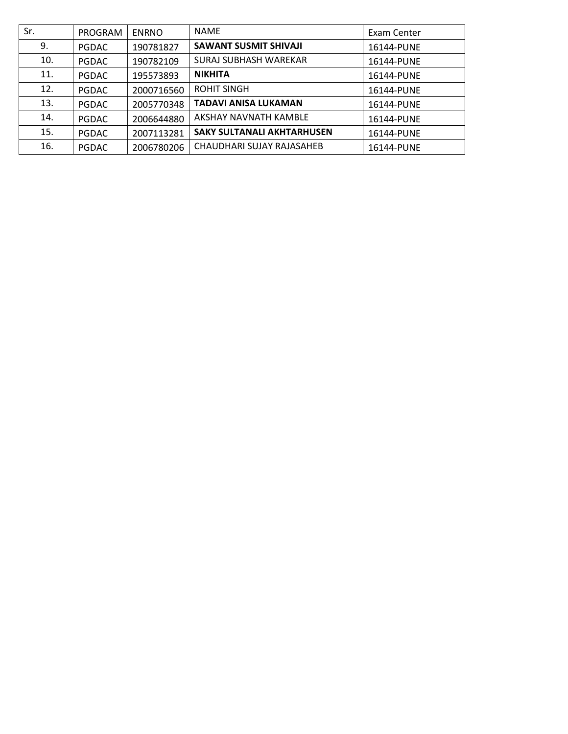| Sr. | PROGRAM | ENRNO | NAME | Exam Center |
|---|---|---|---|---|
| 9. | PGDAC | 190781827 | **SAWANT SUSMIT SHIVAJI** | 16144-PUNE |
| 10. | PGDAC | 190782109 | SURAJ SUBHASH WAREKAR | 16144-PUNE |
| 11. | PGDAC | 195573893 | **NIKHITA** | 16144-PUNE |
| 12. | PGDAC | 2000716560 | ROHIT SINGH | 16144-PUNE |
| 13. | PGDAC | 2005770348 | **TADAVI ANISA LUKAMAN** | 16144-PUNE |
| 14. | PGDAC | 2006644880 | AKSHAY NAVNATH KAMBLE | 16144-PUNE |
| 15. | PGDAC | 2007113281 | **SAKY SULTANALI AKHTARHUSEN** | 16144-PUNE |
| 16. | PGDAC | 2006780206 | CHAUDHARI SUJAY RAJASAHEB | 16144-PUNE |